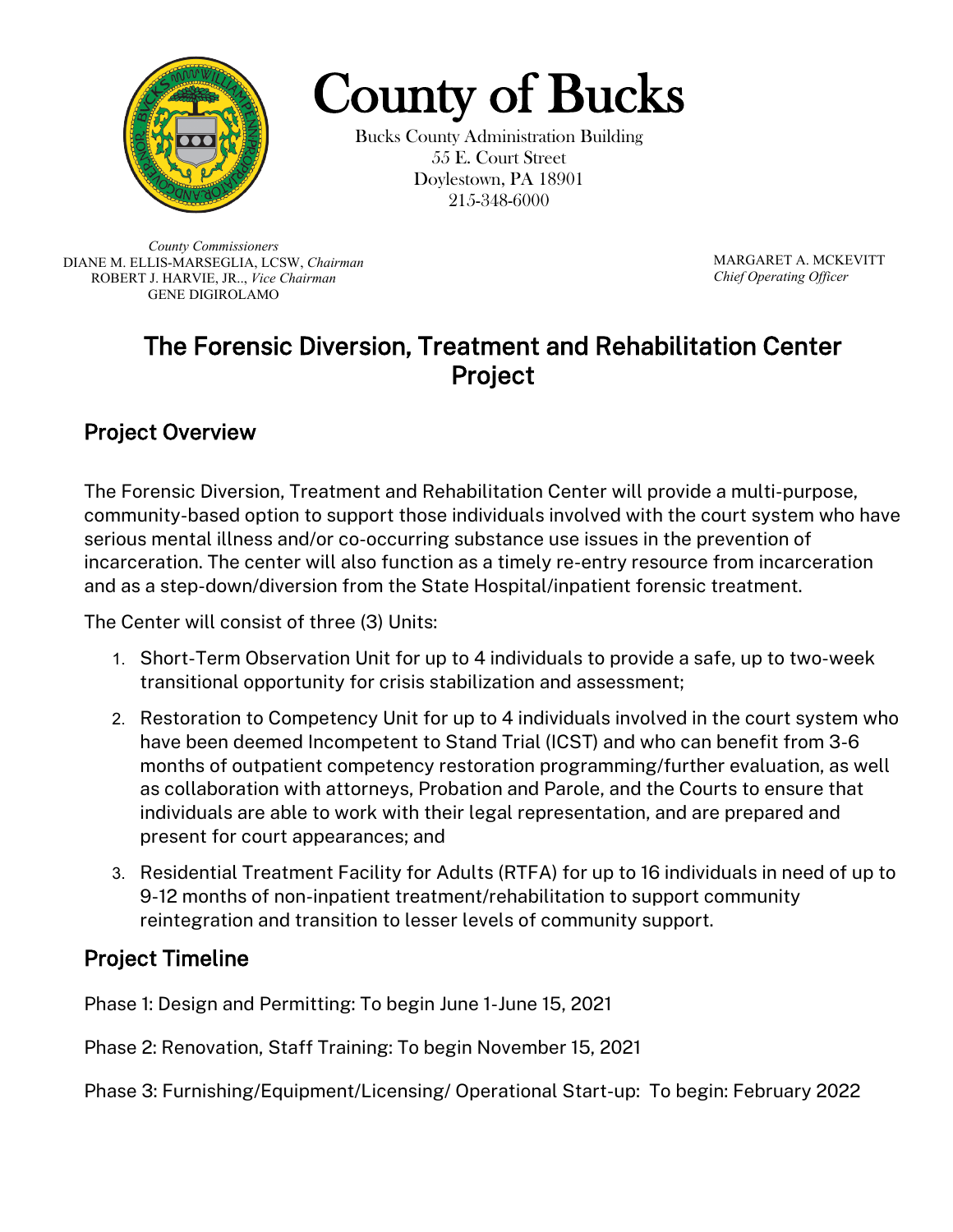# County of Bucks

Bucks County Administration Building
55 E. Court Street
Doylestown, PA 18901
215-348-6000

*County Commissioners*
DIANE M. ELLIS-MARSEGLIA, LCSW, *Chairman*
ROBERT J. HARVIE, JR.., *Vice Chairman*
GENE DIGIROLAMO

MARGARET A. MCKEVITT
*Chief Operating Officer*

## The Forensic Diversion, Treatment and Rehabilitation Center Project

### Project Overview

The Forensic Diversion, Treatment and Rehabilitation Center will provide a multi-purpose, community-based option to support those individuals involved with the court system who have serious mental illness and/or co-occurring substance use issues in the prevention of incarceration. The center will also function as a timely re-entry resource from incarceration and as a step-down/diversion from the State Hospital/inpatient forensic treatment.

The Center will consist of three (3) Units:

1. Short-Term Observation Unit for up to 4 individuals to provide a safe, up to two-week transitional opportunity for crisis stabilization and assessment;
2. Restoration to Competency Unit for up to 4 individuals involved in the court system who have been deemed Incompetent to Stand Trial (ICST) and who can benefit from 3-6 months of outpatient competency restoration programming/further evaluation, as well as collaboration with attorneys, Probation and Parole, and the Courts to ensure that individuals are able to work with their legal representation, and are prepared and present for court appearances; and
3. Residential Treatment Facility for Adults (RTFA) for up to 16 individuals in need of up to 9-12 months of non-inpatient treatment/rehabilitation to support community reintegration and transition to lesser levels of community support.

### Project Timeline

Phase 1: Design and Permitting: To begin June 1-June 15, 2021

Phase 2: Renovation, Staff Training: To begin November 15, 2021

Phase 3: Furnishing/Equipment/Licensing/ Operational Start-up: To begin: February 2022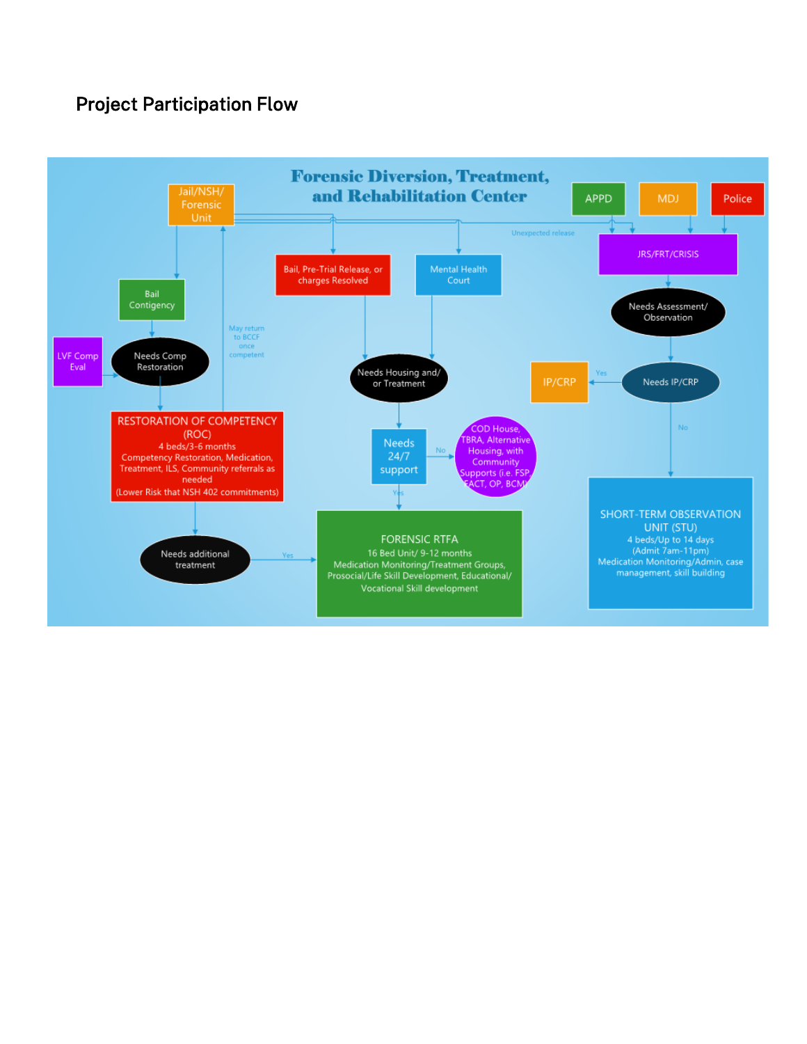## Project Participation Flow

Forensic Diversion, Treatment, and Rehabilitation Center

Jail/NSH/ Forensic Unit

APPD

MDJ

Police

Unexpected release

JRS/FRT/CRISIS

Bail, Pre-Trial Release, or charges Resolved

Mental Health Court

Bail Contigency

May return to BCCF once competent

Needs Assessment/ Observation

LVF Comp Eval

Needs Comp Restoration

Needs Housing and/ or Treatment

IP/CRP

Yes

Needs IP/CRP

No

RESTORATION OF COMPETENCY (ROC)
4 beds/3-6 months
Competency Restoration, Medication, Treatment, ILS, Community referrals as needed
(Lower Risk that NSH 402 commitments)

Needs 24/7 support

No

COD House, TBRA, Alternative Housing, with Community Supports (i.e. FSP, FACT, OP, BCM)

Yes

Needs additional treatment

Yes

FORENSIC RTFA
16 Bed Unit/ 9-12 months
Medication Monitoring/Treatment Groups, Prosocial/Life Skill Development, Educational/ Vocational Skill development

SHORT-TERM OBSERVATION UNIT (STU)
4 beds/Up to 14 days
(Admit 7am-11pm)
Medication Monitoring/Admin, case management, skill building